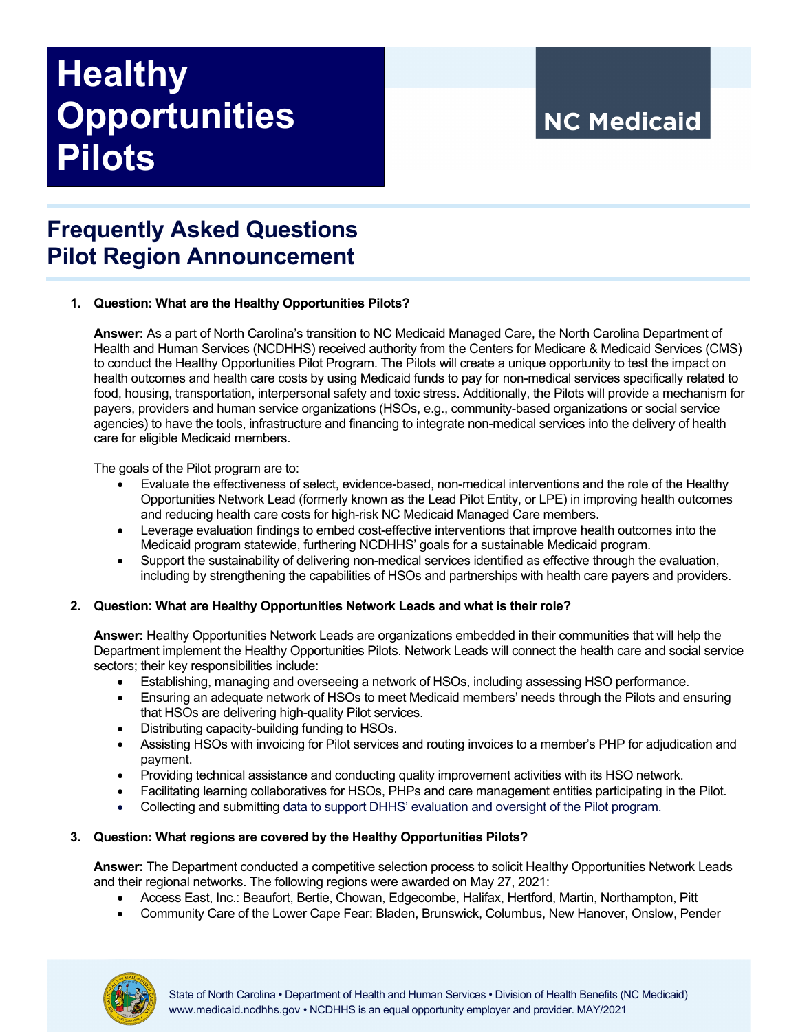# Healthy Opportunities Pilots

NC Medicaid

## Frequently Asked Questions
## Pilot Region Announcement

1. **Question: What are the Healthy Opportunities Pilots?**

   **Answer:** As a part of North Carolina's transition to NC Medicaid Managed Care, the North Carolina Department of Health and Human Services (NCDHHS) received authority from the Centers for Medicare & Medicaid Services (CMS) to conduct the Healthy Opportunities Pilot Program. The Pilots will create a unique opportunity to test the impact on health outcomes and health care costs by using Medicaid funds to pay for non-medical services specifically related to food, housing, transportation, interpersonal safety and toxic stress. Additionally, the Pilots will provide a mechanism for payers, providers and human service organizations (HSOs, e.g., community-based organizations or social service agencies) to have the tools, infrastructure and financing to integrate non-medical services into the delivery of health care for eligible Medicaid members.

   The goals of the Pilot program are to:
   - Evaluate the effectiveness of select, evidence-based, non-medical interventions and the role of the Healthy Opportunities Network Lead (formerly known as the Lead Pilot Entity, or LPE) in improving health outcomes and reducing health care costs for high-risk NC Medicaid Managed Care members.
   - Leverage evaluation findings to embed cost-effective interventions that improve health outcomes into the Medicaid program statewide, furthering NCDHHS' goals for a sustainable Medicaid program.
   - Support the sustainability of delivering non-medical services identified as effective through the evaluation, including by strengthening the capabilities of HSOs and partnerships with health care payers and providers.

2. **Question: What are Healthy Opportunities Network Leads and what is their role?**

   **Answer:** Healthy Opportunities Network Leads are organizations embedded in their communities that will help the Department implement the Healthy Opportunities Pilots. Network Leads will connect the health care and social service sectors; their key responsibilities include:
   - Establishing, managing and overseeing a network of HSOs, including assessing HSO performance.
   - Ensuring an adequate network of HSOs to meet Medicaid members' needs through the Pilots and ensuring that HSOs are delivering high-quality Pilot services.
   - Distributing capacity-building funding to HSOs.
   - Assisting HSOs with invoicing for Pilot services and routing invoices to a member's PHP for adjudication and payment.
   - Providing technical assistance and conducting quality improvement activities with its HSO network.
   - Facilitating learning collaboratives for HSOs, PHPs and care management entities participating in the Pilot.
   - Collecting and submitting data to support DHHS' evaluation and oversight of the Pilot program.

3. **Question: What regions are covered by the Healthy Opportunities Pilots?**

   **Answer:** The Department conducted a competitive selection process to solicit Healthy Opportunities Network Leads and their regional networks. The following regions were awarded on May 27, 2021:
   - Access East, Inc.: Beaufort, Bertie, Chowan, Edgecombe, Halifax, Hertford, Martin, Northampton, Pitt
   - Community Care of the Lower Cape Fear: Bladen, Brunswick, Columbus, New Hanover, Onslow, Pender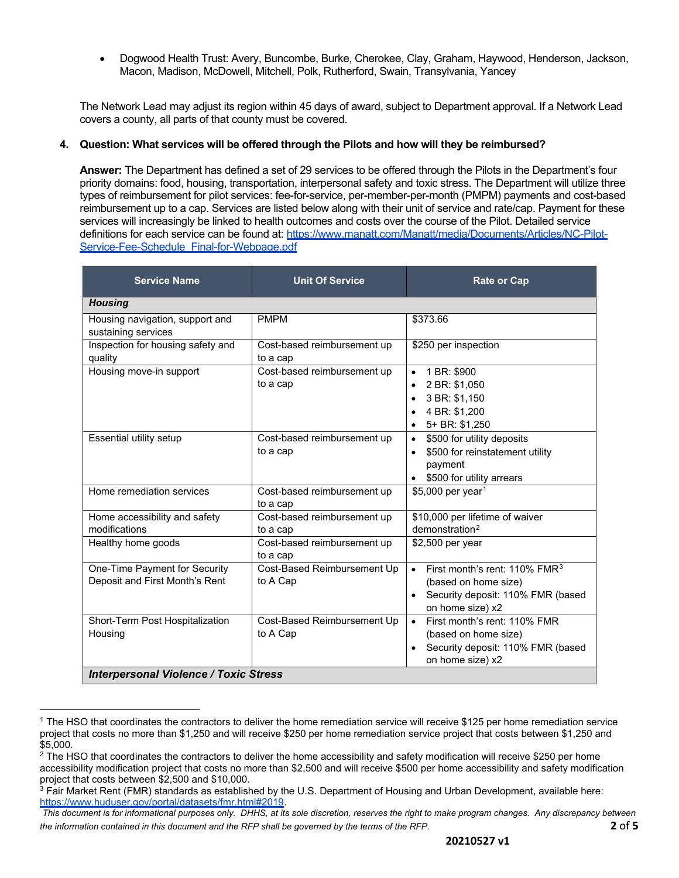- Dogwood Health Trust: Avery, Buncombe, Burke, Cherokee, Clay, Graham, Haywood, Henderson, Jackson, Macon, Madison, McDowell, Mitchell, Polk, Rutherford, Swain, Transylvania, Yancey

The Network Lead may adjust its region within 45 days of award, subject to Department approval. If a Network Lead covers a county, all parts of that county must be covered.

**4. Question: What services will be offered through the Pilots and how will they be reimbursed?**

**Answer:** The Department has defined a set of 29 services to be offered through the Pilots in the Department's four priority domains: food, housing, transportation, interpersonal safety and toxic stress. The Department will utilize three types of reimbursement for pilot services: fee-for-service, per-member-per-month (PMPM) payments and cost-based reimbursement up to a cap. Services are listed below along with their unit of service and rate/cap. Payment for these services will increasingly be linked to health outcomes and costs over the course of the Pilot. Detailed service definitions for each service can be found at: https://www.manatt.com/Manatt/media/Documents/Articles/NC-Pilot-Service-Fee-Schedule_Final-for-Webpage.pdf

| Service Name | Unit Of Service | Rate or Cap |
|---|---|---|
| ***Housing*** | | |
| Housing navigation, support and sustaining services | PMPM | $373.66 |
| Inspection for housing safety and quality | Cost-based reimbursement up to a cap | $250 per inspection |
| Housing move-in support | Cost-based reimbursement up to a cap | • 1 BR: $900<br>• 2 BR: $1,050<br>• 3 BR: $1,150<br>• 4 BR: $1,200<br>• 5+ BR: $1,250 |
| Essential utility setup | Cost-based reimbursement up to a cap | • $500 for utility deposits<br>• $500 for reinstatement utility payment<br>• $500 for utility arrears |
| Home remediation services | Cost-based reimbursement up to a cap | $5,000 per year[1] |
| Home accessibility and safety modifications | Cost-based reimbursement up to a cap | $10,000 per lifetime of waiver demonstration[2] |
| Healthy home goods | Cost-based reimbursement up to a cap | $2,500 per year |
| One-Time Payment for Security Deposit and First Month's Rent | Cost-Based Reimbursement Up to A Cap | • First month's rent: 110% FMR[3] (based on home size)<br>• Security deposit: 110% FMR (based on home size) x2 |
| Short-Term Post Hospitalization Housing | Cost-Based Reimbursement Up to A Cap | • First month's rent: 110% FMR (based on home size)<br>• Security deposit: 110% FMR (based on home size) x2 |
| ***Interpersonal Violence / Toxic Stress*** | | |

[1] The HSO that coordinates the contractors to deliver the home remediation service will receive $125 per home remediation service project that costs no more than $1,250 and will receive $250 per home remediation service project that costs between $1,250 and $5,000.

[2] The HSO that coordinates the contractors to deliver the home accessibility and safety modification will receive $250 per home accessibility modification project that costs no more than $2,500 and will receive $500 per home accessibility and safety modification project that costs between $2,500 and $10,000.

[3] Fair Market Rent (FMR) standards as established by the U.S. Department of Housing and Urban Development, available here: https://www.huduser.gov/portal/datasets/fmr.html#2019.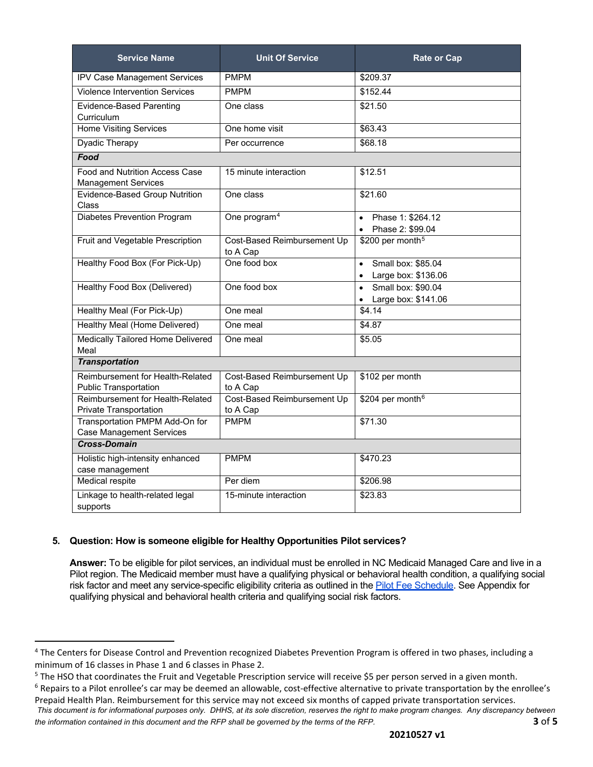| Service Name | Unit Of Service | Rate or Cap |
|---|---|---|
| IPV Case Management Services | PMPM | $209.37 |
| Violence Intervention Services | PMPM | $152.44 |
| Evidence-Based Parenting Curriculum | One class | $21.50 |
| Home Visiting Services | One home visit | $63.43 |
| Dyadic Therapy | Per occurrence | $68.18 |
| ***Food*** | | |
| Food and Nutrition Access Case Management Services | 15 minute interaction | $12.51 |
| Evidence-Based Group Nutrition Class | One class | $21.60 |
| Diabetes Prevention Program | One program[4] | • Phase 1: $264.12<br>• Phase 2: $99.04 |
| Fruit and Vegetable Prescription | Cost-Based Reimbursement Up to A Cap | $200 per month[5] |
| Healthy Food Box (For Pick-Up) | One food box | • Small box: $85.04<br>• Large box: $136.06 |
| Healthy Food Box (Delivered) | One food box | • Small box: $90.04<br>• Large box: $141.06 |
| Healthy Meal (For Pick-Up) | One meal | $4.14 |
| Healthy Meal (Home Delivered) | One meal | $4.87 |
| Medically Tailored Home Delivered Meal | One meal | $5.05 |
| ***Transportation*** | | |
| Reimbursement for Health-Related Public Transportation | Cost-Based Reimbursement Up to A Cap | $102 per month |
| Reimbursement for Health-Related Private Transportation | Cost-Based Reimbursement Up to A Cap | $204 per month[6] |
| Transportation PMPM Add-On for Case Management Services | PMPM | $71.30 |
| ***Cross-Domain*** | | |
| Holistic high-intensity enhanced case management | PMPM | $470.23 |
| Medical respite | Per diem | $206.98 |
| Linkage to health-related legal supports | 15-minute interaction | $23.83 |

5. **Question: How is someone eligible for Healthy Opportunities Pilot services?**

   **Answer:** To be eligible for pilot services, an individual must be enrolled in NC Medicaid Managed Care and live in a Pilot region. The Medicaid member must have a qualifying physical or behavioral health condition, a qualifying social risk factor and meet any service-specific eligibility criteria as outlined in the Pilot Fee Schedule. See Appendix for qualifying physical and behavioral health criteria and qualifying social risk factors.

---

[4] The Centers for Disease Control and Prevention recognized Diabetes Prevention Program is offered in two phases, including a minimum of 16 classes in Phase 1 and 6 classes in Phase 2.

[5] The HSO that coordinates the Fruit and Vegetable Prescription service will receive $5 per person served in a given month.

[6] Repairs to a Pilot enrollee's car may be deemed an allowable, cost-effective alternative to private transportation by the enrollee's Prepaid Health Plan. Reimbursement for this service may not exceed six months of capped private transportation services.

*This document is for informational purposes only. DHHS, at its sole discretion, reserves the right to make program changes. Any discrepancy between the information contained in this document and the RFP shall be governed by the terms of the RFP.*

**20210527 v1**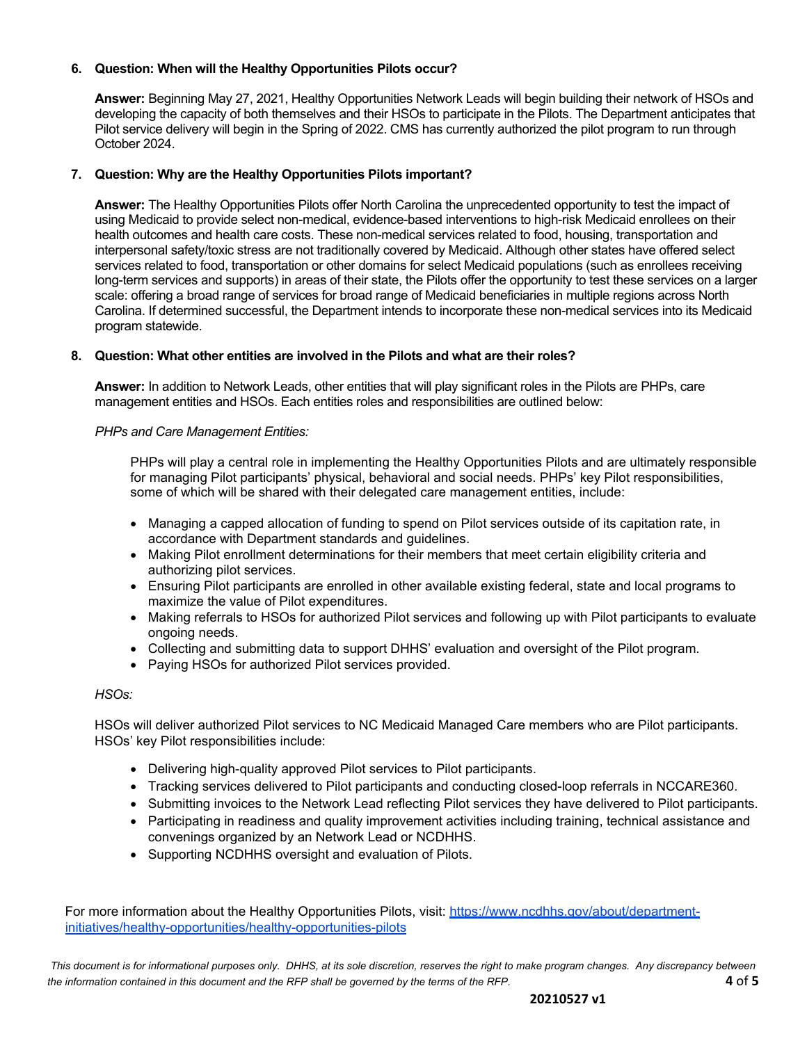6. **Question: When will the Healthy Opportunities Pilots occur?**

   **Answer:** Beginning May 27, 2021, Healthy Opportunities Network Leads will begin building their network of HSOs and developing the capacity of both themselves and their HSOs to participate in the Pilots. The Department anticipates that Pilot service delivery will begin in the Spring of 2022. CMS has currently authorized the pilot program to run through October 2024.

7. **Question: Why are the Healthy Opportunities Pilots important?**

   **Answer:** The Healthy Opportunities Pilots offer North Carolina the unprecedented opportunity to test the impact of using Medicaid to provide select non-medical, evidence-based interventions to high-risk Medicaid enrollees on their health outcomes and health care costs. These non-medical services related to food, housing, transportation and interpersonal safety/toxic stress are not traditionally covered by Medicaid. Although other states have offered select services related to food, transportation or other domains for select Medicaid populations (such as enrollees receiving long-term services and supports) in areas of their state, the Pilots offer the opportunity to test these services on a larger scale: offering a broad range of services for broad range of Medicaid beneficiaries in multiple regions across North Carolina. If determined successful, the Department intends to incorporate these non-medical services into its Medicaid program statewide.

8. **Question: What other entities are involved in the Pilots and what are their roles?**

   **Answer:** In addition to Network Leads, other entities that will play significant roles in the Pilots are PHPs, care management entities and HSOs. Each entities roles and responsibilities are outlined below:

   *PHPs and Care Management Entities:*

   PHPs will play a central role in implementing the Healthy Opportunities Pilots and are ultimately responsible for managing Pilot participants' physical, behavioral and social needs. PHPs' key Pilot responsibilities, some of which will be shared with their delegated care management entities, include:

   - Managing a capped allocation of funding to spend on Pilot services outside of its capitation rate, in accordance with Department standards and guidelines.
   - Making Pilot enrollment determinations for their members that meet certain eligibility criteria and authorizing pilot services.
   - Ensuring Pilot participants are enrolled in other available existing federal, state and local programs to maximize the value of Pilot expenditures.
   - Making referrals to HSOs for authorized Pilot services and following up with Pilot participants to evaluate ongoing needs.
   - Collecting and submitting data to support DHHS' evaluation and oversight of the Pilot program.
   - Paying HSOs for authorized Pilot services provided.

   *HSOs:*

   HSOs will deliver authorized Pilot services to NC Medicaid Managed Care members who are Pilot participants. HSOs' key Pilot responsibilities include:

   - Delivering high-quality approved Pilot services to Pilot participants.
   - Tracking services delivered to Pilot participants and conducting closed-loop referrals in NCCARE360.
   - Submitting invoices to the Network Lead reflecting Pilot services they have delivered to Pilot participants.
   - Participating in readiness and quality improvement activities including training, technical assistance and convenings organized by an Network Lead or NCDHHS.
   - Supporting NCDHHS oversight and evaluation of Pilots.

For more information about the Healthy Opportunities Pilots, visit: [https://www.ncdhhs.gov/about/department-initiatives/healthy-opportunities/healthy-opportunities-pilots](https://www.ncdhhs.gov/about/department-initiatives/healthy-opportunities/healthy-opportunities-pilots)

*This document is for informational purposes only. DHHS, at its sole discretion, reserves the right to make program changes. Any discrepancy between the information contained in this document and the RFP shall be governed by the terms of the RFP.*

**20210527 v1**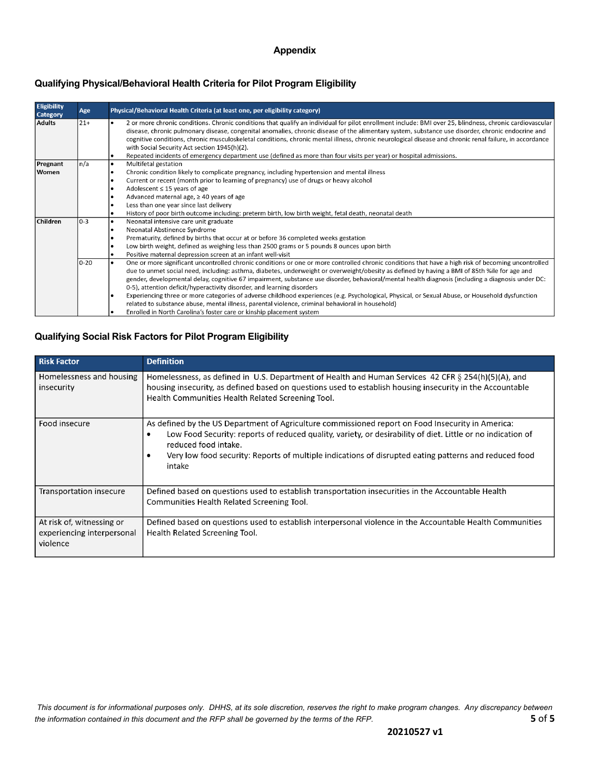## Appendix

### Qualifying Physical/Behavioral Health Criteria for Pilot Program Eligibility

| Eligibility Category | Age | Physical/Behavioral Health Criteria (at least one, per eligibility category) |
|---|---|---|
| Adults | 21+ | • 2 or more chronic conditions. Chronic conditions that qualify an individual for pilot enrollment include: BMI over 25, blindness, chronic cardiovascular disease, chronic pulmonary disease, congenital anomalies, chronic disease of the alimentary system, substance use disorder, chronic endocrine and cognitive conditions, chronic musculoskeletal conditions, chronic mental illness, chronic neurological disease and chronic renal failure, in accordance with Social Security Act section 1945(h)(2).<br>• Repeated incidents of emergency department use (defined as more than four visits per year) or hospital admissions. |
| Pregnant Women | n/a | • Multifetal gestation<br>• Chronic condition likely to complicate pregnancy, including hypertension and mental illness<br>• Current or recent (month prior to learning of pregnancy) use of drugs or heavy alcohol<br>• Adolescent ≤ 15 years of age<br>• Advanced maternal age, ≥ 40 years of age<br>• Less than one year since last delivery<br>• History of poor birth outcome including: preterm birth, low birth weight, fetal death, neonatal death |
| Children | 0-3 | • Neonatal intensive care unit graduate<br>• Neonatal Abstinence Syndrome<br>• Prematurity, defined by births that occur at or before 36 completed weeks gestation<br>• Low birth weight, defined as weighing less than 2500 grams or 5 pounds 8 ounces upon birth<br>• Positive maternal depression screen at an infant well-visit |
| | 0-20 | • One or more significant uncontrolled chronic conditions or one or more controlled chronic conditions that have a high risk of becoming uncontrolled due to unmet social need, including: asthma, diabetes, underweight or overweight/obesity as defined by having a BMI of 85th %ile for age and gender, developmental delay, cognitive 67 impairment, substance use disorder, behavioral/mental health diagnosis (including a diagnosis under DC: 0-5), attention deficit/hyperactivity disorder, and learning disorders<br>• Experiencing three or more categories of adverse childhood experiences (e.g. Psychological, Physical, or Sexual Abuse, or Household dysfunction related to substance abuse, mental illness, parental violence, criminal behavioral in household)<br>• Enrolled in North Carolina's foster care or kinship placement system |

### Qualifying Social Risk Factors for Pilot Program Eligibility

| Risk Factor | Definition |
|---|---|
| Homelessness and housing insecurity | Homelessness, as defined in U.S. Department of Health and Human Services 42 CFR § 254(h)(5)(A), and housing insecurity, as defined based on questions used to establish housing insecurity in the Accountable Health Communities Health Related Screening Tool. |
| Food insecure | As defined by the US Department of Agriculture commissioned report on Food Insecurity in America:<br>• Low Food Security: reports of reduced quality, variety, or desirability of diet. Little or no indication of reduced food intake.<br>• Very low food security: Reports of multiple indications of disrupted eating patterns and reduced food intake |
| Transportation insecure | Defined based on questions used to establish transportation insecurities in the Accountable Health Communities Health Related Screening Tool. |
| At risk of, witnessing or experiencing interpersonal violence | Defined based on questions used to establish interpersonal violence in the Accountable Health Communities Health Related Screening Tool. |

*This document is for informational purposes only. DHHS, at its sole discretion, reserves the right to make program changes. Any discrepancy between the information contained in this document and the RFP shall be governed by the terms of the RFP.*

**20210527 v1**